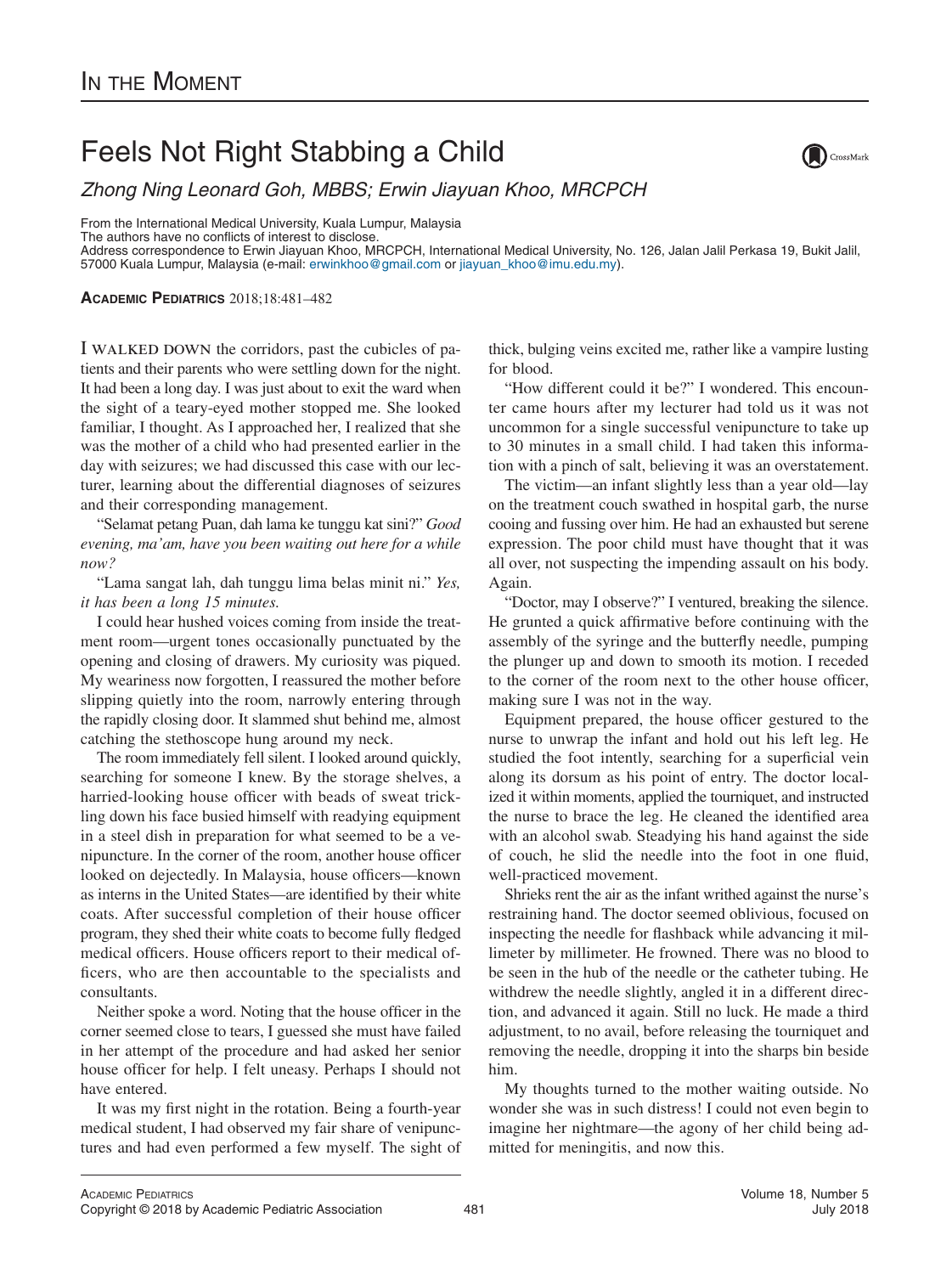# In the Moment

## Feels Not Right Stabbing a Child

*Zhong Ning Leonard Goh, MBBS; Erwin Jiayuan Khoo, MRCPCH*

From the International Medical University, Kuala Lumpur, Malaysia
The authors have no conflicts of interest to disclose.
Address correspondence to Erwin Jiayuan Khoo, MRCPCH, International Medical University, No. 126, Jalan Jalil Perkasa 19, Bukit Jalil, 57000 Kuala Lumpur, Malaysia (e-mail: erwinkhoo@gmail.com or jiayuan_khoo@imu.edu.my).

**Academic Pediatrics** 2018;18:481–482

I walked down the corridors, past the cubicles of patients and their parents who were settling down for the night. It had been a long day. I was just about to exit the ward when the sight of a teary-eyed mother stopped me. She looked familiar, I thought. As I approached her, I realized that she was the mother of a child who had presented earlier in the day with seizures; we had discussed this case with our lecturer, learning about the differential diagnoses of seizures and their corresponding management.

"Selamat petang Puan, dah lama ke tunggu kat sini?" *Good evening, ma'am, have you been waiting out here for a while now?*

"Lama sangat lah, dah tunggu lima belas minit ni." *Yes, it has been a long 15 minutes.*

I could hear hushed voices coming from inside the treatment room—urgent tones occasionally punctuated by the opening and closing of drawers. My curiosity was piqued. My weariness now forgotten, I reassured the mother before slipping quietly into the room, narrowly entering through the rapidly closing door. It slammed shut behind me, almost catching the stethoscope hung around my neck.

The room immediately fell silent. I looked around quickly, searching for someone I knew. By the storage shelves, a harried-looking house officer with beads of sweat trickling down his face busied himself with readying equipment in a steel dish in preparation for what seemed to be a venipuncture. In the corner of the room, another house officer looked on dejectedly. In Malaysia, house officers—known as interns in the United States—are identified by their white coats. After successful completion of their house officer program, they shed their white coats to become fully fledged medical officers. House officers report to their medical officers, who are then accountable to the specialists and consultants.

Neither spoke a word. Noting that the house officer in the corner seemed close to tears, I guessed she must have failed in her attempt of the procedure and had asked her senior house officer for help. I felt uneasy. Perhaps I should not have entered.

It was my first night in the rotation. Being a fourth-year medical student, I had observed my fair share of venipunctures and had even performed a few myself. The sight of thick, bulging veins excited me, rather like a vampire lusting for blood.

"How different could it be?" I wondered. This encounter came hours after my lecturer had told us it was not uncommon for a single successful venipuncture to take up to 30 minutes in a small child. I had taken this information with a pinch of salt, believing it was an overstatement.

The victim—an infant slightly less than a year old—lay on the treatment couch swathed in hospital garb, the nurse cooing and fussing over him. He had an exhausted but serene expression. The poor child must have thought that it was all over, not suspecting the impending assault on his body. Again.

"Doctor, may I observe?" I ventured, breaking the silence. He grunted a quick affirmative before continuing with the assembly of the syringe and the butterfly needle, pumping the plunger up and down to smooth its motion. I receded to the corner of the room next to the other house officer, making sure I was not in the way.

Equipment prepared, the house officer gestured to the nurse to unwrap the infant and hold out his left leg. He studied the foot intently, searching for a superficial vein along its dorsum as his point of entry. The doctor localized it within moments, applied the tourniquet, and instructed the nurse to brace the leg. He cleaned the identified area with an alcohol swab. Steadying his hand against the side of couch, he slid the needle into the foot in one fluid, well-practiced movement.

Shrieks rent the air as the infant writhed against the nurse's restraining hand. The doctor seemed oblivious, focused on inspecting the needle for flashback while advancing it millimeter by millimeter. He frowned. There was no blood to be seen in the hub of the needle or the catheter tubing. He withdrew the needle slightly, angled it in a different direction, and advanced it again. Still no luck. He made a third adjustment, to no avail, before releasing the tourniquet and removing the needle, dropping it into the sharps bin beside him.

My thoughts turned to the mother waiting outside. No wonder she was in such distress! I could not even begin to imagine her nightmare—the agony of her child being admitted for meningitis, and now this.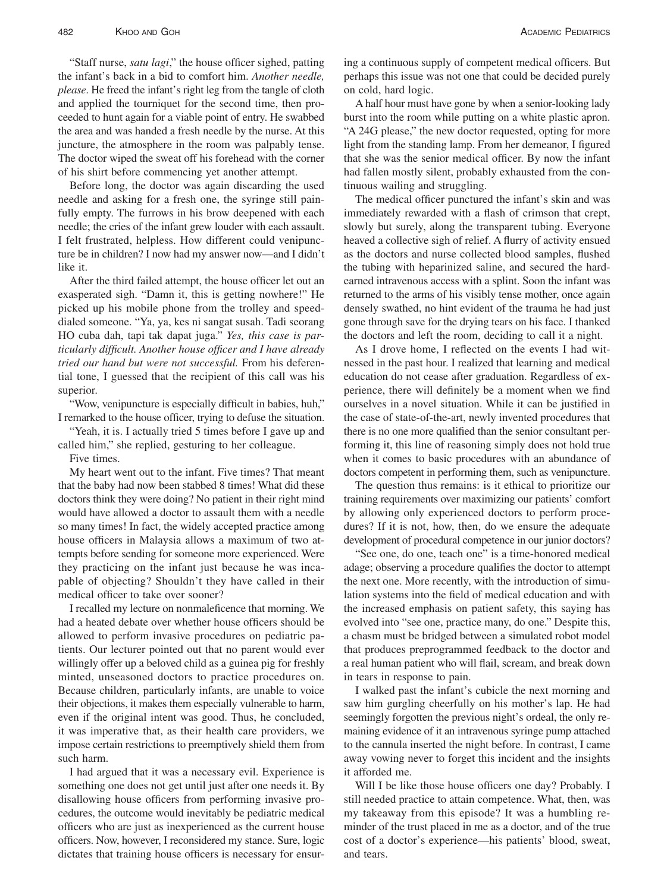"Staff nurse, *satu lagi*," the house officer sighed, patting the infant's back in a bid to comfort him. *Another needle, please*. He freed the infant's right leg from the tangle of cloth and applied the tourniquet for the second time, then proceeded to hunt again for a viable point of entry. He swabbed the area and was handed a fresh needle by the nurse. At this juncture, the atmosphere in the room was palpably tense. The doctor wiped the sweat off his forehead with the corner of his shirt before commencing yet another attempt.

Before long, the doctor was again discarding the used needle and asking for a fresh one, the syringe still painfully empty. The furrows in his brow deepened with each needle; the cries of the infant grew louder with each assault. I felt frustrated, helpless. How different could venipuncture be in children? I now had my answer now—and I didn't like it.

After the third failed attempt, the house officer let out an exasperated sigh. "Damn it, this is getting nowhere!" He picked up his mobile phone from the trolley and speed-dialed someone. "Ya, ya, kes ni sangat susah. Tadi seorang HO cuba dah, tapi tak dapat juga." *Yes, this case is particularly difficult. Another house officer and I have already tried our hand but were not successful.* From his deferential tone, I guessed that the recipient of this call was his superior.

"Wow, venipuncture is especially difficult in babies, huh," I remarked to the house officer, trying to defuse the situation.

"Yeah, it is. I actually tried 5 times before I gave up and called him," she replied, gesturing to her colleague.

Five times.

My heart went out to the infant. Five times? That meant that the baby had now been stabbed 8 times! What did these doctors think they were doing? No patient in their right mind would have allowed a doctor to assault them with a needle so many times! In fact, the widely accepted practice among house officers in Malaysia allows a maximum of two attempts before sending for someone more experienced. Were they practicing on the infant just because he was incapable of objecting? Shouldn't they have called in their medical officer to take over sooner?

I recalled my lecture on nonmaleficence that morning. We had a heated debate over whether house officers should be allowed to perform invasive procedures on pediatric patients. Our lecturer pointed out that no parent would ever willingly offer up a beloved child as a guinea pig for freshly minted, unseasoned doctors to practice procedures on. Because children, particularly infants, are unable to voice their objections, it makes them especially vulnerable to harm, even if the original intent was good. Thus, he concluded, it was imperative that, as their health care providers, we impose certain restrictions to preemptively shield them from such harm.

I had argued that it was a necessary evil. Experience is something one does not get until just after one needs it. By disallowing house officers from performing invasive procedures, the outcome would inevitably be pediatric medical officers who are just as inexperienced as the current house officers. Now, however, I reconsidered my stance. Sure, logic dictates that training house officers is necessary for ensuring a continuous supply of competent medical officers. But perhaps this issue was not one that could be decided purely on cold, hard logic.

A half hour must have gone by when a senior-looking lady burst into the room while putting on a white plastic apron. "A 24G please," the new doctor requested, opting for more light from the standing lamp. From her demeanor, I figured that she was the senior medical officer. By now the infant had fallen mostly silent, probably exhausted from the continuous wailing and struggling.

The medical officer punctured the infant's skin and was immediately rewarded with a flash of crimson that crept, slowly but surely, along the transparent tubing. Everyone heaved a collective sigh of relief. A flurry of activity ensued as the doctors and nurse collected blood samples, flushed the tubing with heparinized saline, and secured the hard-earned intravenous access with a splint. Soon the infant was returned to the arms of his visibly tense mother, once again densely swathed, no hint evident of the trauma he had just gone through save for the drying tears on his face. I thanked the doctors and left the room, deciding to call it a night.

As I drove home, I reflected on the events I had witnessed in the past hour. I realized that learning and medical education do not cease after graduation. Regardless of experience, there will definitely be a moment when we find ourselves in a novel situation. While it can be justified in the case of state-of-the-art, newly invented procedures that there is no one more qualified than the senior consultant performing it, this line of reasoning simply does not hold true when it comes to basic procedures with an abundance of doctors competent in performing them, such as venipuncture.

The question thus remains: is it ethical to prioritize our training requirements over maximizing our patients' comfort by allowing only experienced doctors to perform procedures? If it is not, how, then, do we ensure the adequate development of procedural competence in our junior doctors?

"See one, do one, teach one" is a time-honored medical adage; observing a procedure qualifies the doctor to attempt the next one. More recently, with the introduction of simulation systems into the field of medical education and with the increased emphasis on patient safety, this saying has evolved into "see one, practice many, do one." Despite this, a chasm must be bridged between a simulated robot model that produces preprogrammed feedback to the doctor and a real human patient who will flail, scream, and break down in tears in response to pain.

I walked past the infant's cubicle the next morning and saw him gurgling cheerfully on his mother's lap. He had seemingly forgotten the previous night's ordeal, the only remaining evidence of it an intravenous syringe pump attached to the cannula inserted the night before. In contrast, I came away vowing never to forget this incident and the insights it afforded me.

Will I be like those house officers one day? Probably. I still needed practice to attain competence. What, then, was my takeaway from this episode? It was a humbling reminder of the trust placed in me as a doctor, and of the true cost of a doctor's experience—his patients' blood, sweat, and tears.